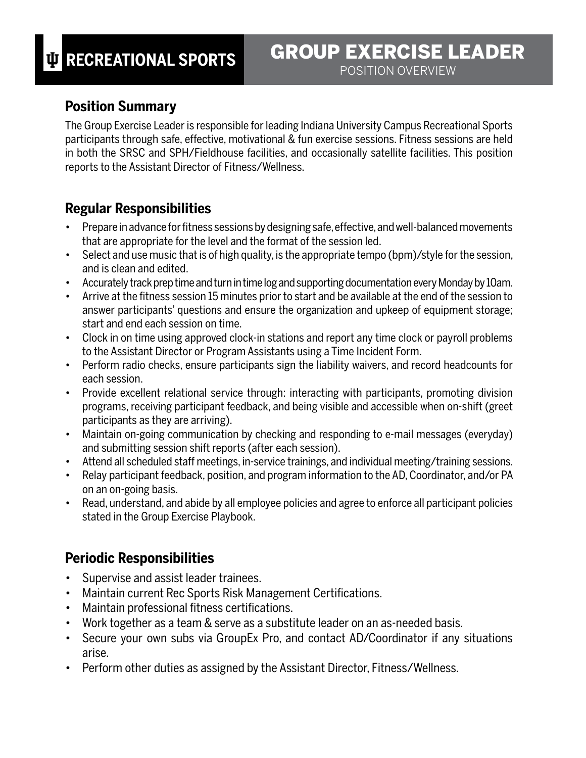# RECREATIONAL SPORTS

# GROUP EXERCISE LEADER

POSITION OVERVIEW

## Position Summary

The Group Exercise Leader is responsible for leading Indiana University Campus Recreational Sports participants through safe, effective, motivational & fun exercise sessions. Fitness sessions are held in both the SRSC and SPH/Fieldhouse facilities, and occasionally satellite facilities. This position reports to the Assistant Director of Fitness/Wellness.

## Regular Responsibilities

- Prepare in advance for fitness sessions by designing safe, effective, and well-balanced movements that are appropriate for the level and the format of the session led.
- Select and use music that is of high quality, is the appropriate tempo (bpm)/style for the session, and is clean and edited.
- Accurately track prep time and turn in time log and supporting documentation every Monday by 10am.
- Arrive at the fitness session 15 minutes prior to start and be available at the end of the session to answer participants' questions and ensure the organization and upkeep of equipment storage; start and end each session on time.
- Clock in on time using approved clock-in stations and report any time clock or payroll problems to the Assistant Director or Program Assistants using a Time Incident Form.
- Perform radio checks, ensure participants sign the liability waivers, and record headcounts for each session.
- Provide excellent relational service through: interacting with participants, promoting division programs, receiving participant feedback, and being visible and accessible when on-shift (greet participants as they are arriving).
- Maintain on-going communication by checking and responding to e-mail messages (everyday) and submitting session shift reports (after each session).
- Attend all scheduled staff meetings, in-service trainings, and individual meeting/training sessions.
- Relay participant feedback, position, and program information to the AD, Coordinator, and/or PA on an on-going basis.
- Read, understand, and abide by all employee policies and agree to enforce all participant policies stated in the Group Exercise Playbook.

## Periodic Responsibilities

- Supervise and assist leader trainees.
- Maintain current Rec Sports Risk Management Certifications.
- Maintain professional fitness certifications.
- Work together as a team & serve as a substitute leader on an as-needed basis.
- Secure your own subs via GroupEx Pro, and contact AD/Coordinator if any situations arise.
- Perform other duties as assigned by the Assistant Director, Fitness/Wellness.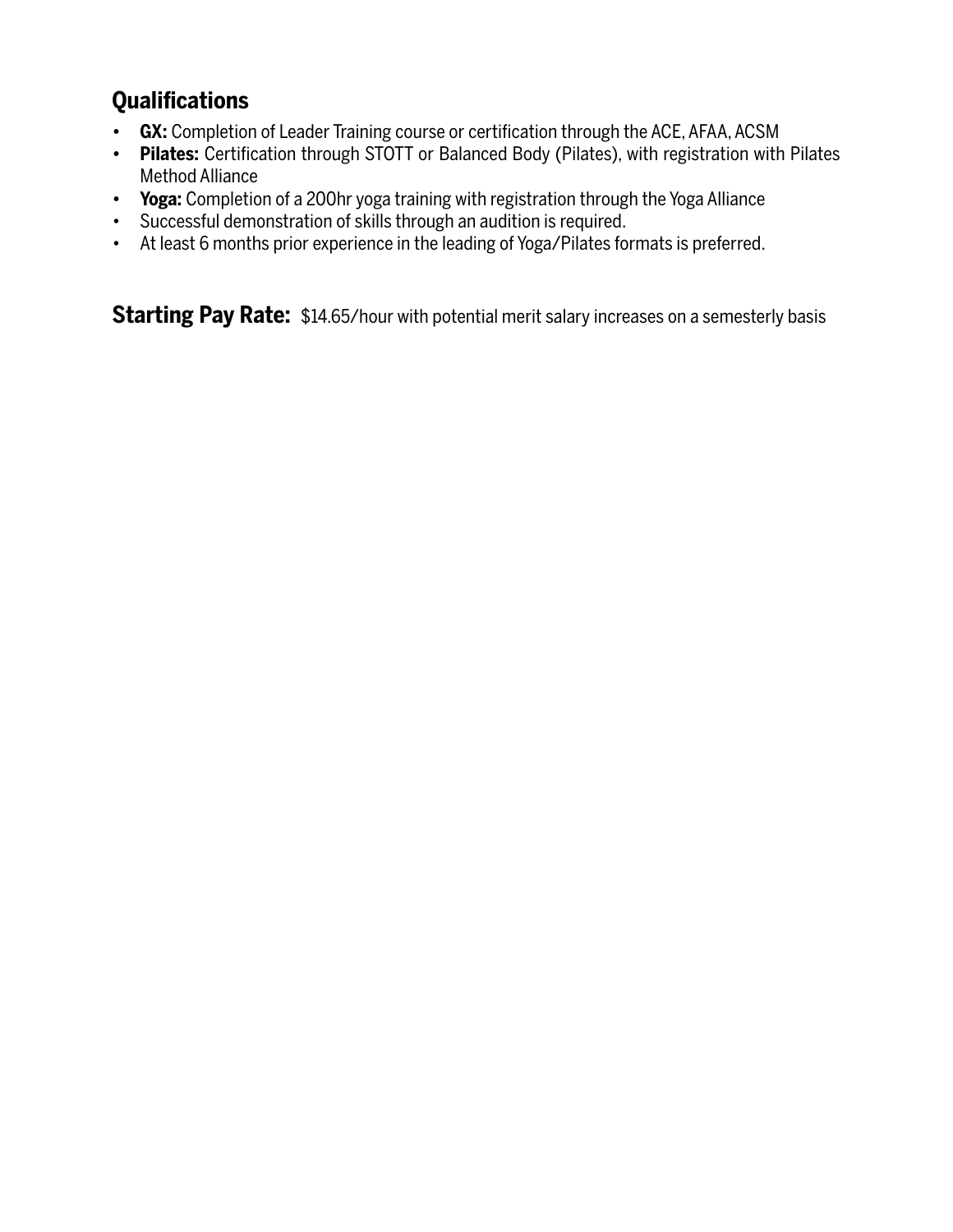## Qualifications

- **GX:** Completion of Leader Training course or certification through the ACE, AFAA, ACSM
- **Pilates:** Certification through STOTT or Balanced Body (Pilates), with registration with Pilates Method Alliance
- **Yoga:** Completion of a 200hr yoga training with registration through the Yoga Alliance
- Successful demonstration of skills through an audition is required.
- At least 6 months prior experience in the leading of Yoga/Pilates formats is preferred.

**Starting Pay Rate:** $14.65/hour with potential merit salary increases on a semesterly basis